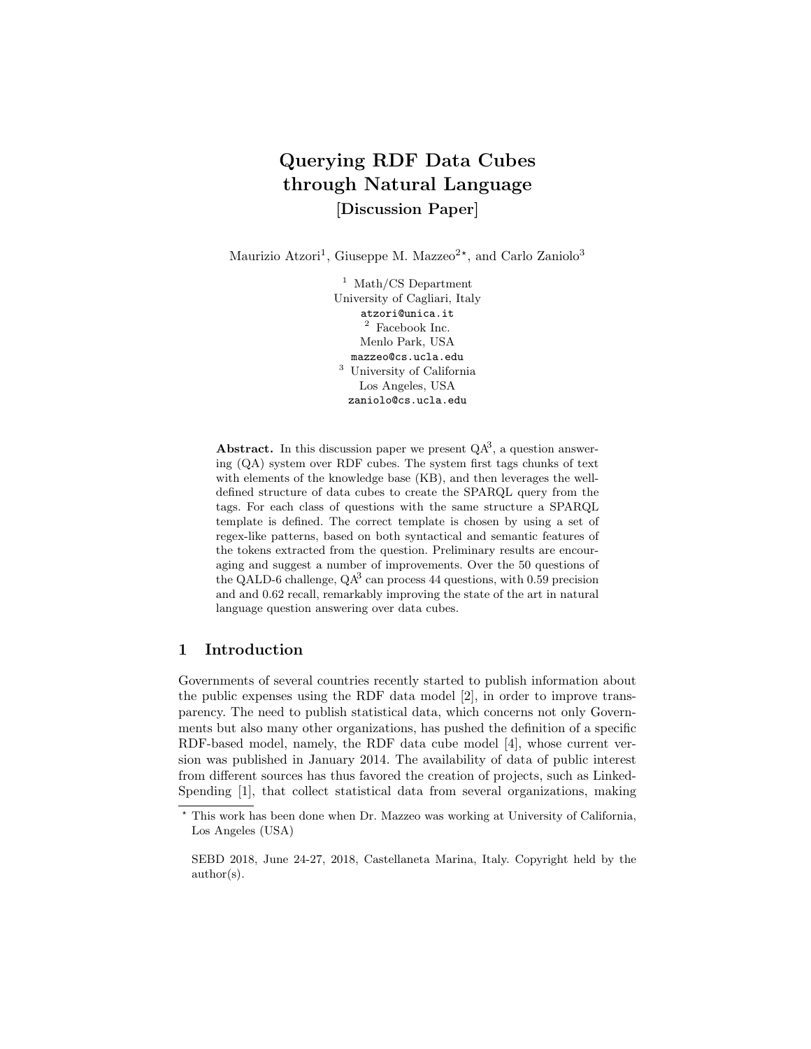# Querying RDF Data Cubes through Natural Language

**[Discussion Paper]**

Maurizio Atzori[1], Giuseppe M. Mazzeo[2*], and Carlo Zaniolo[3]

[1] Math/CS Department
University of Cagliari, Italy
atzori@unica.it

[2] Facebook Inc.
Menlo Park, USA
mazzeo@cs.ucla.edu

[3] University of California
Los Angeles, USA
zaniolo@cs.ucla.edu

**Abstract.** In this discussion paper we present $QA^3$, a question answering (QA) system over RDF cubes. The system first tags chunks of text with elements of the knowledge base (KB), and then leverages the well-defined structure of data cubes to create the SPARQL query from the tags. For each class of questions with the same structure a SPARQL template is defined. The correct template is chosen by using a set of regex-like patterns, based on both syntactical and semantic features of the tokens extracted from the question. Preliminary results are encouraging and suggest a number of improvements. Over the 50 questions of the QALD-6 challenge, $QA^3$ can process 44 questions, with 0.59 precision and and 0.62 recall, remarkably improving the state of the art in natural language question answering over data cubes.

## 1 Introduction

Governments of several countries recently started to publish information about the public expenses using the RDF data model [2], in order to improve transparency. The need to publish statistical data, which concerns not only Governments but also many other organizations, has pushed the definition of a specific RDF-based model, namely, the RDF data cube model [4], whose current version was published in January 2014. The availability of data of public interest from different sources has thus favored the creation of projects, such as LinkedSpending [1], that collect statistical data from several organizations, making

* This work has been done when Dr. Mazzeo was working at University of California, Los Angeles (USA)

SEBD 2018, June 24-27, 2018, Castellaneta Marina, Italy. Copyright held by the author(s).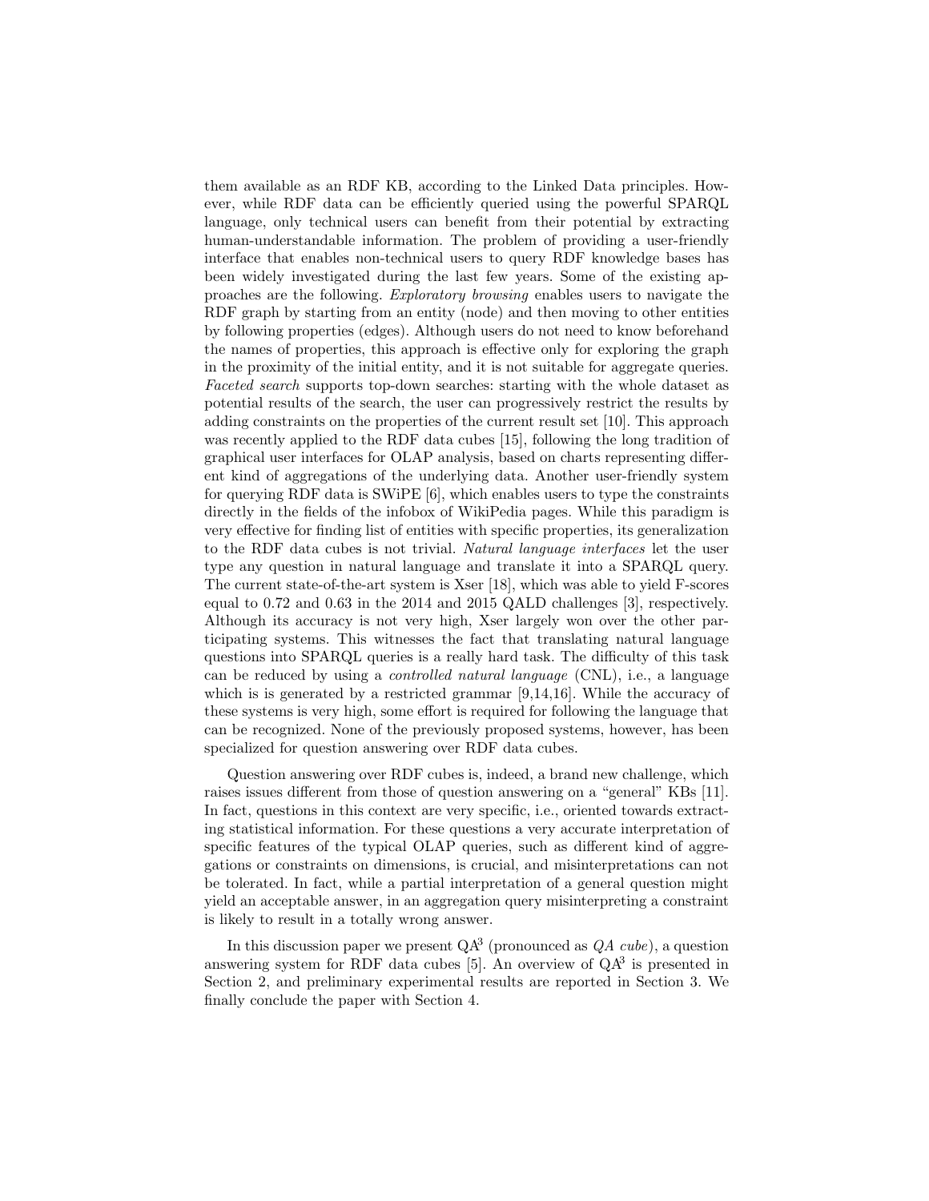them available as an RDF KB, according to the Linked Data principles. However, while RDF data can be efficiently queried using the powerful SPARQL language, only technical users can benefit from their potential by extracting human-understandable information. The problem of providing a user-friendly interface that enables non-technical users to query RDF knowledge bases has been widely investigated during the last few years. Some of the existing approaches are the following. *Exploratory browsing* enables users to navigate the RDF graph by starting from an entity (node) and then moving to other entities by following properties (edges). Although users do not need to know beforehand the names of properties, this approach is effective only for exploring the graph in the proximity of the initial entity, and it is not suitable for aggregate queries. *Faceted search* supports top-down searches: starting with the whole dataset as potential results of the search, the user can progressively restrict the results by adding constraints on the properties of the current result set [10]. This approach was recently applied to the RDF data cubes [15], following the long tradition of graphical user interfaces for OLAP analysis, based on charts representing different kind of aggregations of the underlying data. Another user-friendly system for querying RDF data is SWiPE [6], which enables users to type the constraints directly in the fields of the infobox of WikiPedia pages. While this paradigm is very effective for finding list of entities with specific properties, its generalization to the RDF data cubes is not trivial. *Natural language interfaces* let the user type any question in natural language and translate it into a SPARQL query. The current state-of-the-art system is Xser [18], which was able to yield F-scores equal to 0.72 and 0.63 in the 2014 and 2015 QALD challenges [3], respectively. Although its accuracy is not very high, Xser largely won over the other participating systems. This witnesses the fact that translating natural language questions into SPARQL queries is a really hard task. The difficulty of this task can be reduced by using a *controlled natural language* (CNL), i.e., a language which is is generated by a restricted grammar [9,14,16]. While the accuracy of these systems is very high, some effort is required for following the language that can be recognized. None of the previously proposed systems, however, has been specialized for question answering over RDF data cubes.

Question answering over RDF cubes is, indeed, a brand new challenge, which raises issues different from those of question answering on a "general" KBs [11]. In fact, questions in this context are very specific, i.e., oriented towards extracting statistical information. For these questions a very accurate interpretation of specific features of the typical OLAP queries, such as different kind of aggregations or constraints on dimensions, is crucial, and misinterpretations can not be tolerated. In fact, while a partial interpretation of a general question might yield an acceptable answer, in an aggregation query misinterpreting a constraint is likely to result in a totally wrong answer.

In this discussion paper we present QA$^3$ (pronounced as *QA cube*), a question answering system for RDF data cubes [5]. An overview of QA$^3$ is presented in Section 2, and preliminary experimental results are reported in Section 3. We finally conclude the paper with Section 4.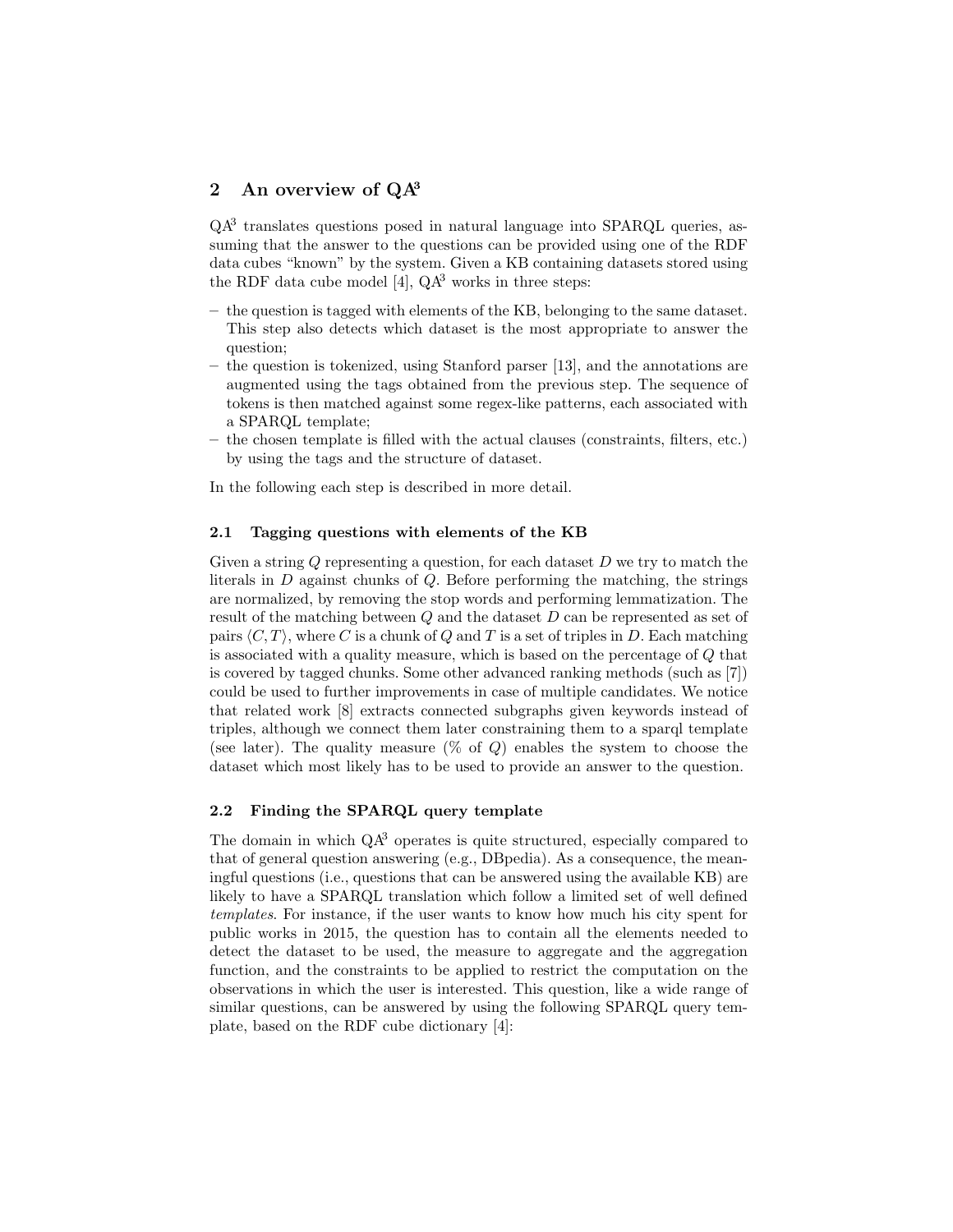## 2 An overview of QA³

QA³ translates questions posed in natural language into SPARQL queries, assuming that the answer to the questions can be provided using one of the RDF data cubes "known" by the system. Given a KB containing datasets stored using the RDF data cube model [4], QA³ works in three steps:

- the question is tagged with elements of the KB, belonging to the same dataset. This step also detects which dataset is the most appropriate to answer the question;
- the question is tokenized, using Stanford parser [13], and the annotations are augmented using the tags obtained from the previous step. The sequence of tokens is then matched against some regex-like patterns, each associated with a SPARQL template;
- the chosen template is filled with the actual clauses (constraints, filters, etc.) by using the tags and the structure of dataset.

In the following each step is described in more detail.

### 2.1 Tagging questions with elements of the KB

Given a string $Q$ representing a question, for each dataset $D$ we try to match the literals in $D$ against chunks of $Q$. Before performing the matching, the strings are normalized, by removing the stop words and performing lemmatization. The result of the matching between $Q$ and the dataset $D$ can be represented as set of pairs $\langle C, T \rangle$, where $C$ is a chunk of $Q$ and $T$ is a set of triples in $D$. Each matching is associated with a quality measure, which is based on the percentage of $Q$ that is covered by tagged chunks. Some other advanced ranking methods (such as [7]) could be used to further improvements in case of multiple candidates. We notice that related work [8] extracts connected subgraphs given keywords instead of triples, although we connect them later constraining them to a sparql template (see later). The quality measure (% of $Q$) enables the system to choose the dataset which most likely has to be used to provide an answer to the question.

### 2.2 Finding the SPARQL query template

The domain in which QA³ operates is quite structured, especially compared to that of general question answering (e.g., DBpedia). As a consequence, the meaningful questions (i.e., questions that can be answered using the available KB) are likely to have a SPARQL translation which follow a limited set of well defined *templates*. For instance, if the user wants to know how much his city spent for public works in 2015, the question has to contain all the elements needed to detect the dataset to be used, the measure to aggregate and the aggregation function, and the constraints to be applied to restrict the computation on the observations in which the user is interested. This question, like a wide range of similar questions, can be answered by using the following SPARQL query template, based on the RDF cube dictionary [4]: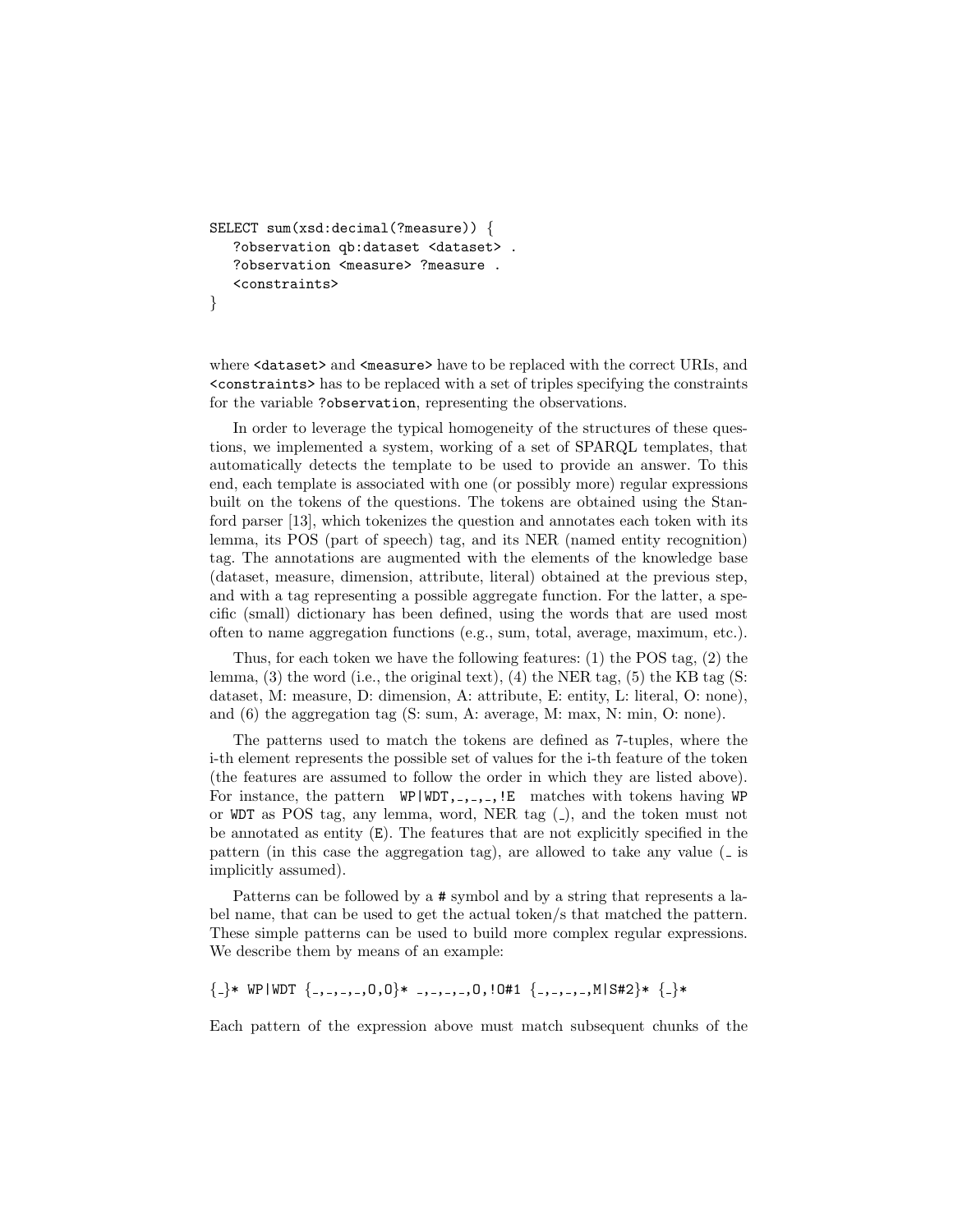```
SELECT sum(xsd:decimal(?measure)) {
   ?observation qb:dataset <dataset> .
   ?observation <measure> ?measure .
   <constraints>
}
```

where `<dataset>` and `<measure>` have to be replaced with the correct URIs, and `<constraints>` has to be replaced with a set of triples specifying the constraints for the variable `?observation`, representing the observations.

In order to leverage the typical homogeneity of the structures of these questions, we implemented a system, working of a set of SPARQL templates, that automatically detects the template to be used to provide an answer. To this end, each template is associated with one (or possibly more) regular expressions built on the tokens of the questions. The tokens are obtained using the Stanford parser [13], which tokenizes the question and annotates each token with its lemma, its POS (part of speech) tag, and its NER (named entity recognition) tag. The annotations are augmented with the elements of the knowledge base (dataset, measure, dimension, attribute, literal) obtained at the previous step, and with a tag representing a possible aggregate function. For the latter, a specific (small) dictionary has been defined, using the words that are used most often to name aggregation functions (e.g., sum, total, average, maximum, etc.).

Thus, for each token we have the following features: (1) the POS tag, (2) the lemma, (3) the word (i.e., the original text), (4) the NER tag, (5) the KB tag (S: dataset, M: measure, D: dimension, A: attribute, E: entity, L: literal, O: none), and (6) the aggregation tag (S: sum, A: average, M: max, N: min, O: none).

The patterns used to match the tokens are defined as 7-tuples, where the i-th element represents the possible set of values for the i-th feature of the token (the features are assumed to follow the order in which they are listed above). For instance, the pattern `WP|WDT,_,_,_,!E` matches with tokens having `WP` or `WDT` as POS tag, any lemma, word, NER tag (`_`), and the token must not be annotated as entity (`E`). The features that are not explicitly specified in the pattern (in this case the aggregation tag), are allowed to take any value (`_` is implicitly assumed).

Patterns can be followed by a `#` symbol and by a string that represents a label name, that can be used to get the actual token/s that matched the pattern. These simple patterns can be used to build more complex regular expressions. We describe them by means of an example:

```
{_}* WP|WDT {_,_,_,_,O,O}* _,_,_,_,O,!O#1 {_,_,_,_,M|S#2}* {_}*
```

Each pattern of the expression above must match subsequent chunks of the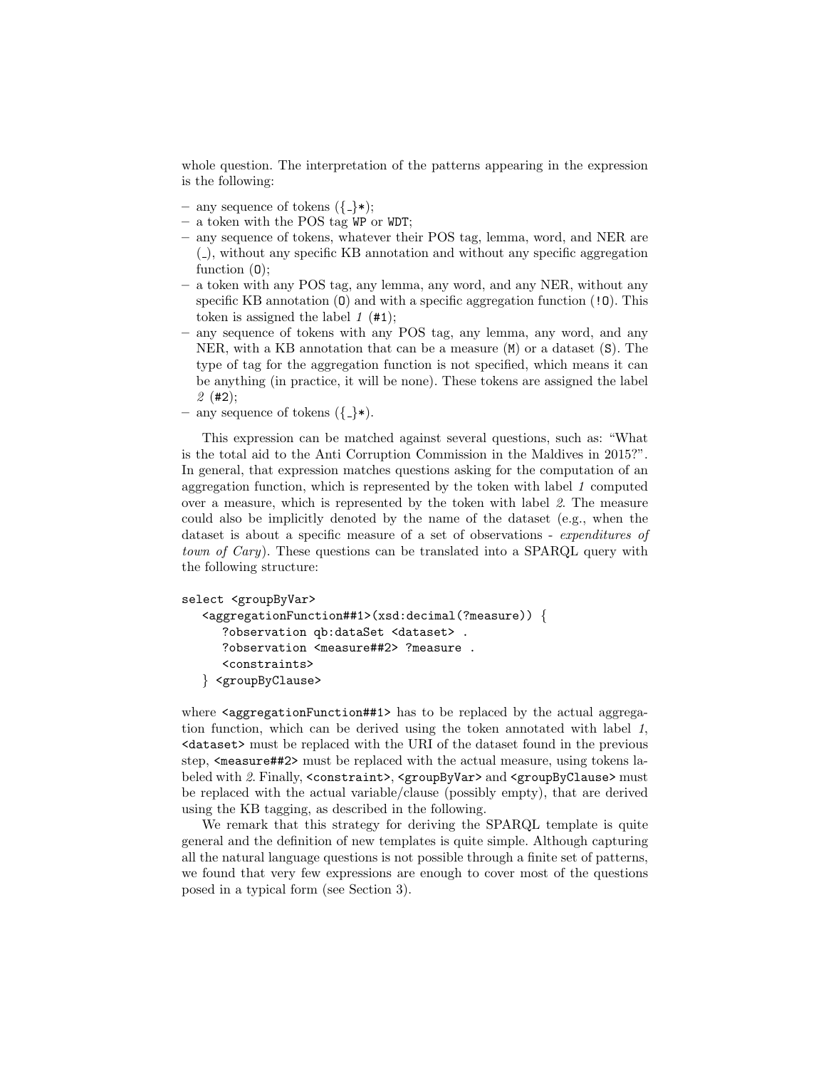whole question. The interpretation of the patterns appearing in the expression is the following:

- any sequence of tokens ({_}*);
- a token with the POS tag `WP` or `WDT`;
- any sequence of tokens, whatever their POS tag, lemma, word, and NER are (_), without any specific KB annotation and without any specific aggregation function (`O`);
- a token with any POS tag, any lemma, any word, and any NER, without any specific KB annotation (`O`) and with a specific aggregation function (`!O`). This token is assigned the label *1* (`#1`);
- any sequence of tokens with any POS tag, any lemma, any word, and any NER, with a KB annotation that can be a measure (`M`) or a dataset (`S`). The type of tag for the aggregation function is not specified, which means it can be anything (in practice, it will be none). These tokens are assigned the label *2* (`#2`);
- any sequence of tokens ({_}*).

This expression can be matched against several questions, such as: "What is the total aid to the Anti Corruption Commission in the Maldives in 2015?". In general, that expression matches questions asking for the computation of an aggregation function, which is represented by the token with label *1* computed over a measure, which is represented by the token with label *2*. The measure could also be implicitly denoted by the name of the dataset (e.g., when the dataset is about a specific measure of a set of observations - *expenditures of town of Cary*). These questions can be translated into a SPARQL query with the following structure:

```
select <groupByVar>
   <aggregationFunction##1>(xsd:decimal(?measure)) {
      ?observation qb:dataSet <dataset> .
      ?observation <measure##2> ?measure .
      <constraints>
   } <groupByClause>
```

where `<aggregationFunction##1>` has to be replaced by the actual aggregation function, which can be derived using the token annotated with label *1*, `<dataset>` must be replaced with the URI of the dataset found in the previous step, `<measure##2>` must be replaced with the actual measure, using tokens labeled with *2*. Finally, `<constraint>`, `<groupByVar>` and `<groupByClause>` must be replaced with the actual variable/clause (possibly empty), that are derived using the KB tagging, as described in the following.

We remark that this strategy for deriving the SPARQL template is quite general and the definition of new templates is quite simple. Although capturing all the natural language questions is not possible through a finite set of patterns, we found that very few expressions are enough to cover most of the questions posed in a typical form (see Section 3).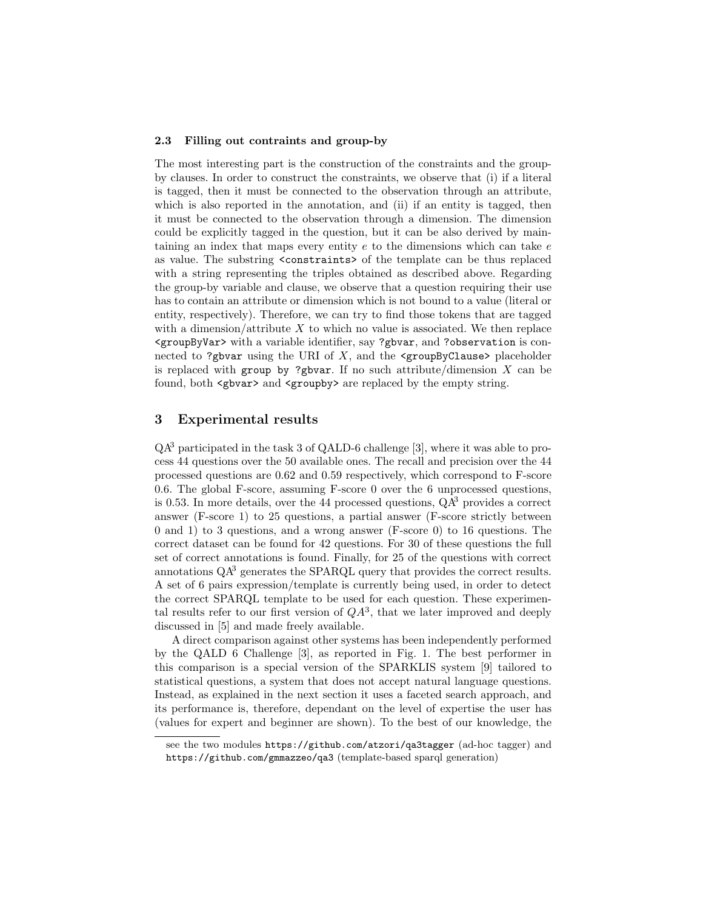### 2.3 Filling out contraints and group-by

The most interesting part is the construction of the constraints and the group-by clauses. In order to construct the constraints, we observe that (i) if a literal is tagged, then it must be connected to the observation through an attribute, which is also reported in the annotation, and (ii) if an entity is tagged, then it must be connected to the observation through a dimension. The dimension could be explicitly tagged in the question, but it can be also derived by maintaining an index that maps every entity $e$ to the dimensions which can take $e$ as value. The substring `<constraints>` of the template can be thus replaced with a string representing the triples obtained as described above. Regarding the group-by variable and clause, we observe that a question requiring their use has to contain an attribute or dimension which is not bound to a value (literal or entity, respectively). Therefore, we can try to find those tokens that are tagged with a dimension/attribute $X$ to which no value is associated. We then replace `<groupByVar>` with a variable identifier, say `?gbvar`, and `?observation` is connected to `?gbvar` using the URI of $X$, and the `<groupByClause>` placeholder is replaced with `group by ?gbvar`. If no such attribute/dimension $X$ can be found, both `<gbvar>` and `<groupby>` are replaced by the empty string.

## 3 Experimental results

QA[3] participated in the task 3 of QALD-6 challenge [3], where it was able to process 44 questions over the 50 available ones. The recall and precision over the 44 processed questions are 0.62 and 0.59 respectively, which correspond to F-score 0.6. The global F-score, assuming F-score 0 over the 6 unprocessed questions, is 0.53. In more details, over the 44 processed questions, QA[3] provides a correct answer (F-score 1) to 25 questions, a partial answer (F-score strictly between 0 and 1) to 3 questions, and a wrong answer (F-score 0) to 16 questions. The correct dataset can be found for 42 questions. For 30 of these questions the full set of correct annotations is found. Finally, for 25 of the questions with correct annotations QA[3] generates the SPARQL query that provides the correct results. A set of 6 pairs expression/template is currently being used, in order to detect the correct SPARQL template to be used for each question. These experimental results refer to our first version of $QA^3$, that we later improved and deeply discussed in [5] and made freely available.

A direct comparison against other systems has been independently performed by the QALD 6 Challenge [3], as reported in Fig. 1. The best performer in this comparison is a special version of the SPARKLIS system [9] tailored to statistical questions, a system that does not accept natural language questions. Instead, as explained in the next section it uses a faceted search approach, and its performance is, therefore, dependant on the level of expertise the user has (values for expert and beginner are shown). To the best of our knowledge, the

see the two modules `https://github.com/atzori/qa3tagger` (ad-hoc tagger) and `https://github.com/gmmazzeo/qa3` (template-based sparql generation)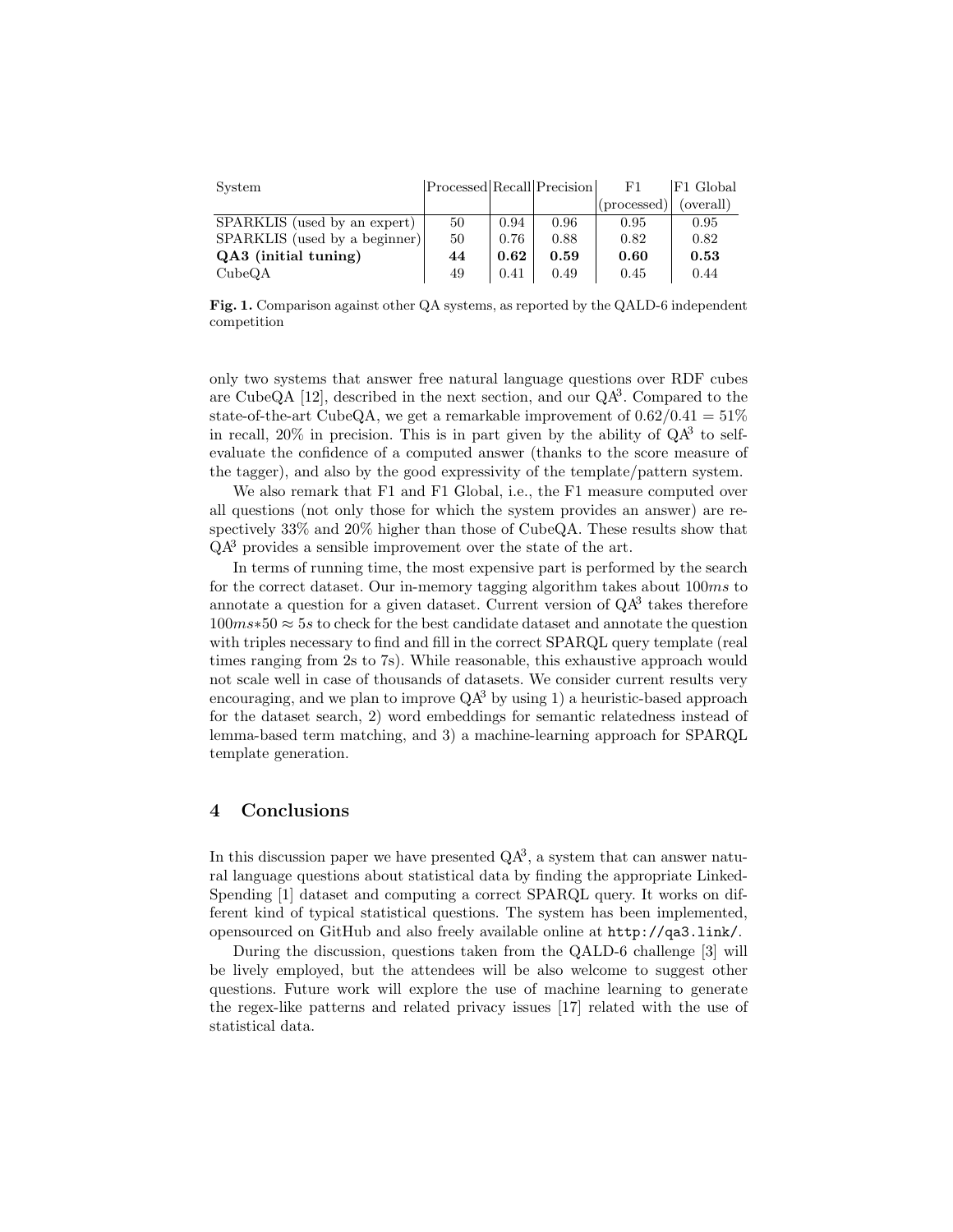| System | Processed | Recall | Precision | F1 (processed) | F1 Global (overall) |
|---|---|---|---|---|---|
| SPARKLIS (used by an expert) | 50 | 0.94 | 0.96 | 0.95 | 0.95 |
| SPARKLIS (used by a beginner) | 50 | 0.76 | 0.88 | 0.82 | 0.82 |
| **QA3 (initial tuning)** | **44** | **0.62** | **0.59** | **0.60** | **0.53** |
| CubeQA | 49 | 0.41 | 0.49 | 0.45 | 0.44 |

**Fig. 1.** Comparison against other QA systems, as reported by the QALD-6 independent competition

only two systems that answer free natural language questions over RDF cubes are CubeQA [12], described in the next section, and our $QA^3$. Compared to the state-of-the-art CubeQA, we get a remarkable improvement of $0.62/0.41 = 51\%$ in recall, 20% in precision. This is in part given by the ability of $QA^3$ to self-evaluate the confidence of a computed answer (thanks to the score measure of the tagger), and also by the good expressivity of the template/pattern system.

We also remark that F1 and F1 Global, i.e., the F1 measure computed over all questions (not only those for which the system provides an answer) are respectively 33% and 20% higher than those of CubeQA. These results show that $QA^3$ provides a sensible improvement over the state of the art.

In terms of running time, the most expensive part is performed by the search for the correct dataset. Our in-memory tagging algorithm takes about $100ms$ to annotate a question for a given dataset. Current version of $QA^3$ takes therefore $100ms*50 \approx 5s$ to check for the best candidate dataset and annotate the question with triples necessary to find and fill in the correct SPARQL query template (real times ranging from 2s to 7s). While reasonable, this exhaustive approach would not scale well in case of thousands of datasets. We consider current results very encouraging, and we plan to improve $QA^3$ by using 1) a heuristic-based approach for the dataset search, 2) word embeddings for semantic relatedness instead of lemma-based term matching, and 3) a machine-learning approach for SPARQL template generation.

## 4 Conclusions

In this discussion paper we have presented $QA^3$, a system that can answer natural language questions about statistical data by finding the appropriate LinkedSpending [1] dataset and computing a correct SPARQL query. It works on different kind of typical statistical questions. The system has been implemented, opensourced on GitHub and also freely available online at `http://qa3.link/`.

During the discussion, questions taken from the QALD-6 challenge [3] will be lively employed, but the attendees will be also welcome to suggest other questions. Future work will explore the use of machine learning to generate the regex-like patterns and related privacy issues [17] related with the use of statistical data.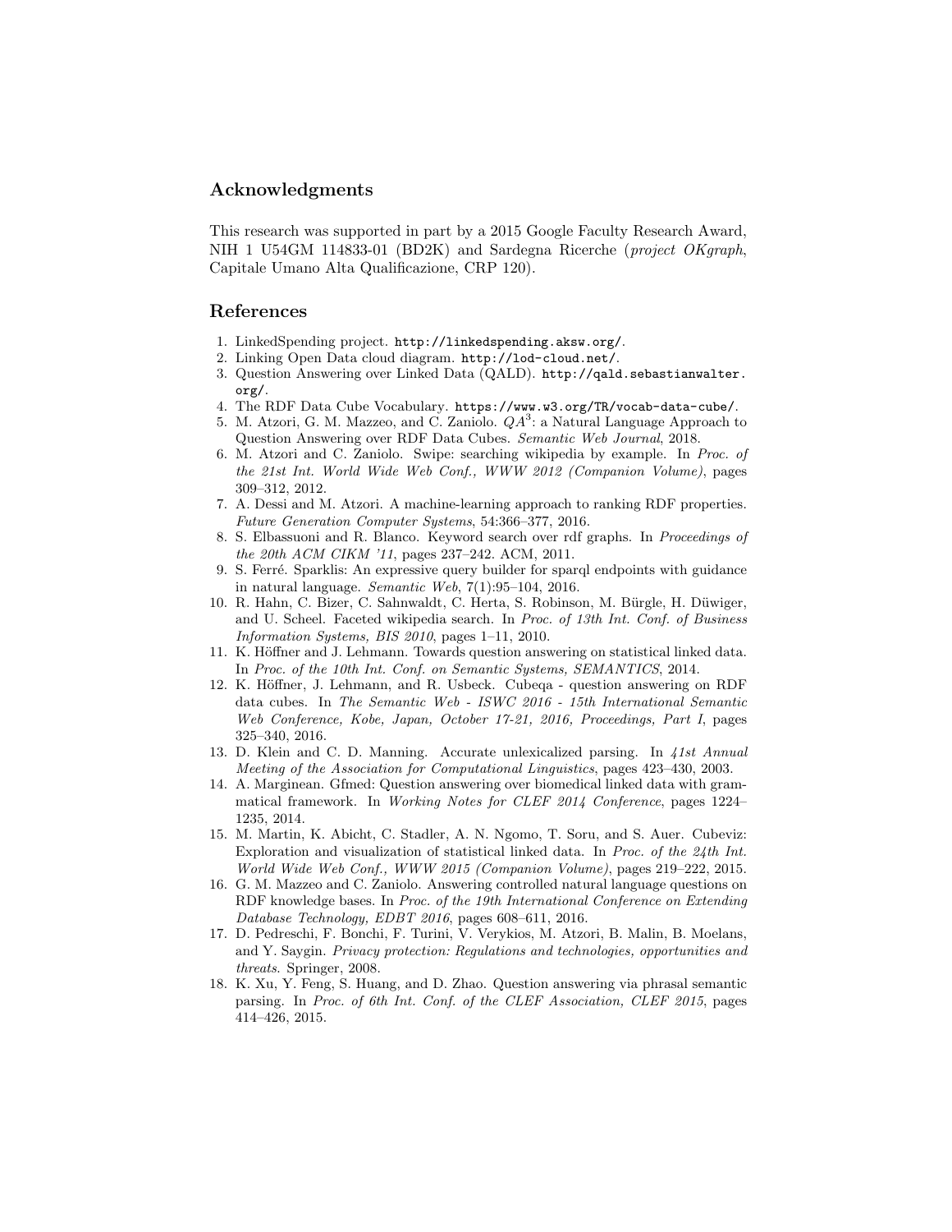## Acknowledgments

This research was supported in part by a 2015 Google Faculty Research Award, NIH 1 U54GM 114833-01 (BD2K) and Sardegna Ricerche (*project OKgraph*, Capitale Umano Alta Qualificazione, CRP 120).

## References

1. LinkedSpending project. `http://linkedspending.aksw.org/`.
2. Linking Open Data cloud diagram. `http://lod-cloud.net/`.
3. Question Answering over Linked Data (QALD). `http://qald.sebastianwalter.org/`.
4. The RDF Data Cube Vocabulary. `https://www.w3.org/TR/vocab-data-cube/`.
5. M. Atzori, G. M. Mazzeo, and C. Zaniolo. $QA^3$: a Natural Language Approach to Question Answering over RDF Data Cubes. *Semantic Web Journal*, 2018.
6. M. Atzori and C. Zaniolo. Swipe: searching wikipedia by example. In *Proc. of the 21st Int. World Wide Web Conf., WWW 2012 (Companion Volume)*, pages 309–312, 2012.
7. A. Dessi and M. Atzori. A machine-learning approach to ranking RDF properties. *Future Generation Computer Systems*, 54:366–377, 2016.
8. S. Elbassuoni and R. Blanco. Keyword search over rdf graphs. In *Proceedings of the 20th ACM CIKM '11*, pages 237–242. ACM, 2011.
9. S. Ferré. Sparklis: An expressive query builder for sparql endpoints with guidance in natural language. *Semantic Web*, 7(1):95–104, 2016.
10. R. Hahn, C. Bizer, C. Sahnwaldt, C. Herta, S. Robinson, M. Bürgle, H. Düwiger, and U. Scheel. Faceted wikipedia search. In *Proc. of 13th Int. Conf. of Business Information Systems, BIS 2010*, pages 1–11, 2010.
11. K. Höffner and J. Lehmann. Towards question answering on statistical linked data. In *Proc. of the 10th Int. Conf. on Semantic Systems, SEMANTICS*, 2014.
12. K. Höffner, J. Lehmann, and R. Usbeck. Cubeqa - question answering on RDF data cubes. In *The Semantic Web - ISWC 2016 - 15th International Semantic Web Conference, Kobe, Japan, October 17-21, 2016, Proceedings, Part I*, pages 325–340, 2016.
13. D. Klein and C. D. Manning. Accurate unlexicalized parsing. In *41st Annual Meeting of the Association for Computational Linguistics*, pages 423–430, 2003.
14. A. Marginean. Gfmed: Question answering over biomedical linked data with grammatical framework. In *Working Notes for CLEF 2014 Conference*, pages 1224–1235, 2014.
15. M. Martin, K. Abicht, C. Stadler, A. N. Ngomo, T. Soru, and S. Auer. Cubeviz: Exploration and visualization of statistical linked data. In *Proc. of the 24th Int. World Wide Web Conf., WWW 2015 (Companion Volume)*, pages 219–222, 2015.
16. G. M. Mazzeo and C. Zaniolo. Answering controlled natural language questions on RDF knowledge bases. In *Proc. of the 19th International Conference on Extending Database Technology, EDBT 2016*, pages 608–611, 2016.
17. D. Pedreschi, F. Bonchi, F. Turini, V. Verykios, M. Atzori, B. Malin, B. Moelans, and Y. Saygin. *Privacy protection: Regulations and technologies, opportunities and threats*. Springer, 2008.
18. K. Xu, Y. Feng, S. Huang, and D. Zhao. Question answering via phrasal semantic parsing. In *Proc. of 6th Int. Conf. of the CLEF Association, CLEF 2015*, pages 414–426, 2015.